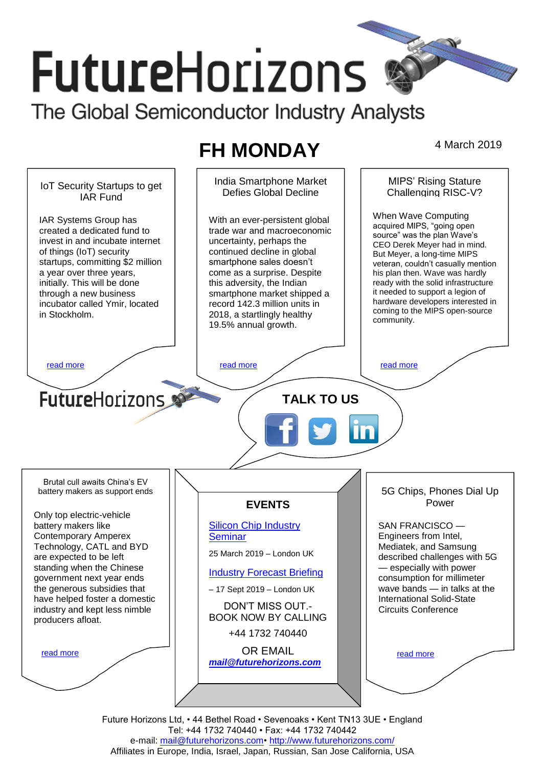# FutureHorizons

The Global Semiconductor Industry Analysts

## FH MONDAY

4 March 2019

### IoT Security Startups to get IAR Fund

IAR Systems Group has created a dedicated fund to invest in and incubate internet of things (IoT) security startups, committing $2 million a year over three years, initially. This will be done through a new business incubator called Ymir, located in Stockholm.

read more

### India Smartphone Market Defies Global Decline

With an ever-persistent global trade war and macroeconomic uncertainty, perhaps the continued decline in global smartphone sales doesn't come as a surprise. Despite this adversity, the Indian smartphone market shipped a record 142.3 million units in 2018, a startlingly healthy 19.5% annual growth.

read more

### MIPS' Rising Stature Challenging RISC-V?

When Wave Computing acquired MIPS, "going open source" was the plan Wave's CEO Derek Meyer had in mind. But Meyer, a long-time MIPS veteran, couldn't casually mention his plan then. Wave was hardly ready with the solid infrastructure it needed to support a legion of hardware developers interested in coming to the MIPS open-source community.

read more

FutureHorizons

**TALK TO US**

### Brutal cull awaits China's EV battery makers as support ends

Only top electric-vehicle battery makers like Contemporary Amperex Technology, CATL and BYD are expected to be left standing when the Chinese government next year ends the generous subsidies that have helped foster a domestic industry and kept less nimble producers afloat.

read more

### EVENTS

[Silicon Chip Industry Seminar]

25 March 2019 – London UK

[Industry Forecast Briefing]

– 17 Sept 2019 – London UK

DON'T MISS OUT.- BOOK NOW BY CALLING

+44 1732 740440

OR EMAIL

***mail@futurehorizons.com***

### 5G Chips, Phones Dial Up Power

SAN FRANCISCO — Engineers from Intel, Mediatek, and Samsung described challenges with 5G — especially with power consumption for millimeter wave bands — in talks at the International Solid-State Circuits Conference

read more

Future Horizons Ltd, • 44 Bethel Road • Sevenoaks • Kent TN13 3UE • England
Tel: +44 1732 740440 • Fax: +44 1732 740442
e-mail: mail@futurehorizons.com• http://www.futurehorizons.com/
Affiliates in Europe, India, Israel, Japan, Russian, San Jose California, USA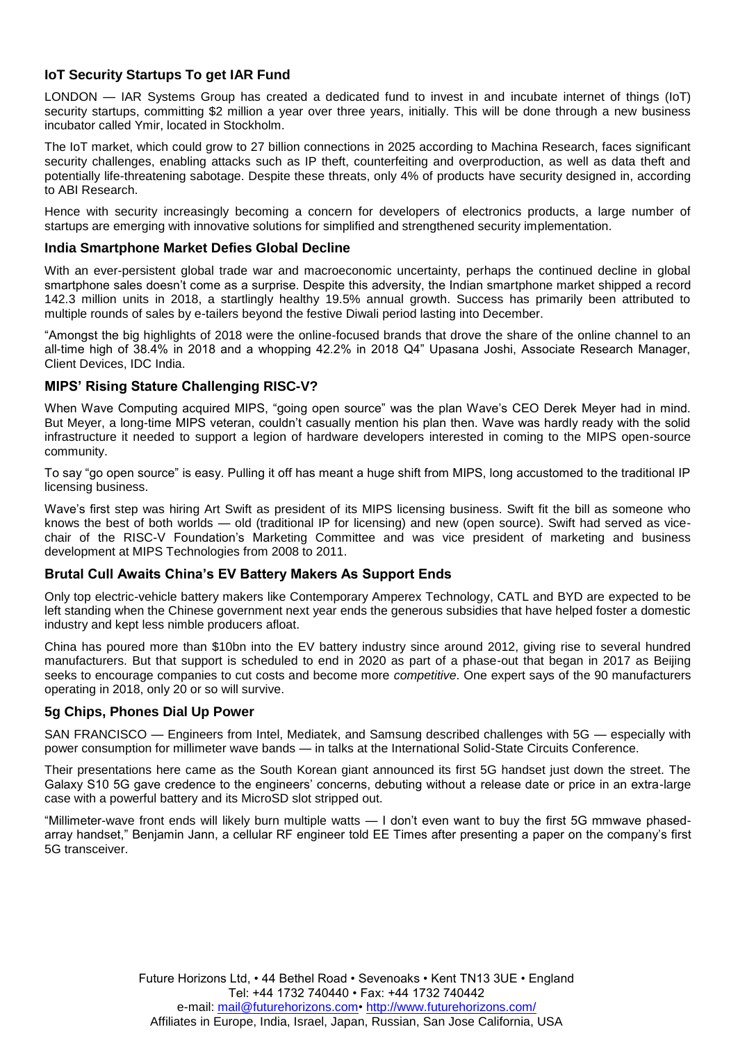### IoT Security Startups To get IAR Fund

LONDON — IAR Systems Group has created a dedicated fund to invest in and incubate internet of things (IoT) security startups, committing $2 million a year over three years, initially. This will be done through a new business incubator called Ymir, located in Stockholm.

The IoT market, which could grow to 27 billion connections in 2025 according to Machina Research, faces significant security challenges, enabling attacks such as IP theft, counterfeiting and overproduction, as well as data theft and potentially life-threatening sabotage. Despite these threats, only 4% of products have security designed in, according to ABI Research.

Hence with security increasingly becoming a concern for developers of electronics products, a large number of startups are emerging with innovative solutions for simplified and strengthened security implementation.

### India Smartphone Market Defies Global Decline

With an ever-persistent global trade war and macroeconomic uncertainty, perhaps the continued decline in global smartphone sales doesn't come as a surprise. Despite this adversity, the Indian smartphone market shipped a record 142.3 million units in 2018, a startlingly healthy 19.5% annual growth. Success has primarily been attributed to multiple rounds of sales by e-tailers beyond the festive Diwali period lasting into December.

"Amongst the big highlights of 2018 were the online-focused brands that drove the share of the online channel to an all-time high of 38.4% in 2018 and a whopping 42.2% in 2018 Q4" Upasana Joshi, Associate Research Manager, Client Devices, IDC India.

### MIPS' Rising Stature Challenging RISC-V?

When Wave Computing acquired MIPS, "going open source" was the plan Wave's CEO Derek Meyer had in mind. But Meyer, a long-time MIPS veteran, couldn't casually mention his plan then. Wave was hardly ready with the solid infrastructure it needed to support a legion of hardware developers interested in coming to the MIPS open-source community.

To say "go open source" is easy. Pulling it off has meant a huge shift from MIPS, long accustomed to the traditional IP licensing business.

Wave's first step was hiring Art Swift as president of its MIPS licensing business. Swift fit the bill as someone who knows the best of both worlds — old (traditional IP for licensing) and new (open source). Swift had served as vice-chair of the RISC-V Foundation's Marketing Committee and was vice president of marketing and business development at MIPS Technologies from 2008 to 2011.

### Brutal Cull Awaits China's EV Battery Makers As Support Ends

Only top electric-vehicle battery makers like Contemporary Amperex Technology, CATL and BYD are expected to be left standing when the Chinese government next year ends the generous subsidies that have helped foster a domestic industry and kept less nimble producers afloat.

China has poured more than $10bn into the EV battery industry since around 2012, giving rise to several hundred manufacturers. But that support is scheduled to end in 2020 as part of a phase-out that began in 2017 as Beijing seeks to encourage companies to cut costs and become more *competitive*. One expert says of the 90 manufacturers operating in 2018, only 20 or so will survive.

### 5g Chips, Phones Dial Up Power

SAN FRANCISCO — Engineers from Intel, Mediatek, and Samsung described challenges with 5G — especially with power consumption for millimeter wave bands — in talks at the International Solid-State Circuits Conference.

Their presentations here came as the South Korean giant announced its first 5G handset just down the street. The Galaxy S10 5G gave credence to the engineers' concerns, debuting without a release date or price in an extra-large case with a powerful battery and its MicroSD slot stripped out.

"Millimeter-wave front ends will likely burn multiple watts — I don't even want to buy the first 5G mmwave phased-array handset," Benjamin Jann, a cellular RF engineer told EE Times after presenting a paper on the company's first 5G transceiver.

Future Horizons Ltd, • 44 Bethel Road • Sevenoaks • Kent TN13 3UE • England
Tel: +44 1732 740440 • Fax: +44 1732 740442
e-mail: mail@futurehorizons.com• http://www.futurehorizons.com/
Affiliates in Europe, India, Israel, Japan, Russian, San Jose California, USA